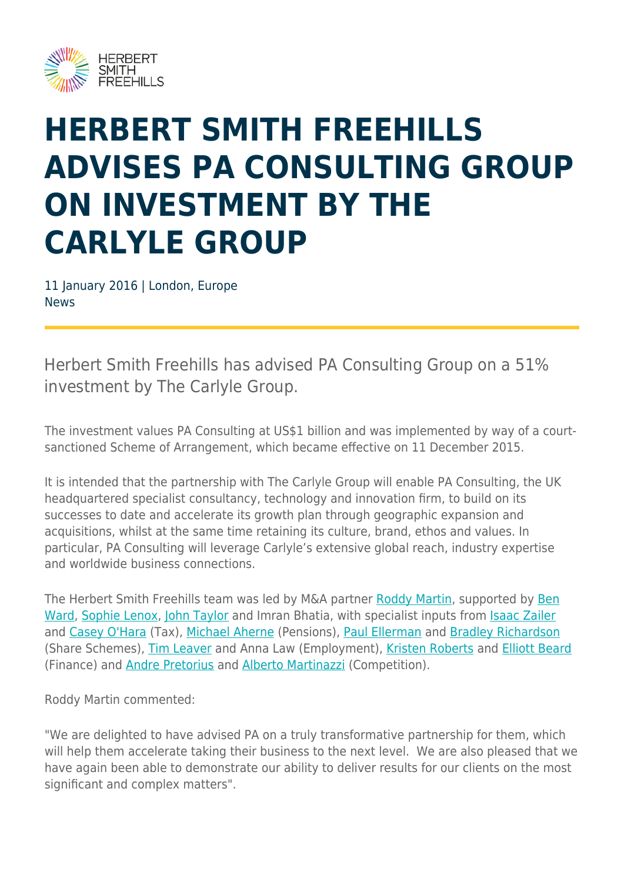# HERBERT SMITH FREEHILLS ADVISES PA CONSULTING GROUP ON INVESTMENT BY THE CARLYLE GROUP

11 January 2016 | London, Europe
News

Herbert Smith Freehills has advised PA Consulting Group on a 51% investment by The Carlyle Group.

The investment values PA Consulting at US$1 billion and was implemented by way of a court-sanctioned Scheme of Arrangement, which became effective on 11 December 2015.

It is intended that the partnership with The Carlyle Group will enable PA Consulting, the UK headquartered specialist consultancy, technology and innovation firm, to build on its successes to date and accelerate its growth plan through geographic expansion and acquisitions, whilst at the same time retaining its culture, brand, ethos and values. In particular, PA Consulting will leverage Carlyle's extensive global reach, industry expertise and worldwide business connections.

The Herbert Smith Freehills team was led by M&A partner Roddy Martin, supported by Ben Ward, Sophie Lenox, John Taylor and Imran Bhatia, with specialist inputs from Isaac Zailer and Casey O'Hara (Tax), Michael Aherne (Pensions), Paul Ellerman and Bradley Richardson (Share Schemes), Tim Leaver and Anna Law (Employment), Kristen Roberts and Elliott Beard (Finance) and Andre Pretorius and Alberto Martinazzi (Competition).

Roddy Martin commented:

"We are delighted to have advised PA on a truly transformative partnership for them, which will help them accelerate taking their business to the next level. We are also pleased that we have again been able to demonstrate our ability to deliver results for our clients on the most significant and complex matters".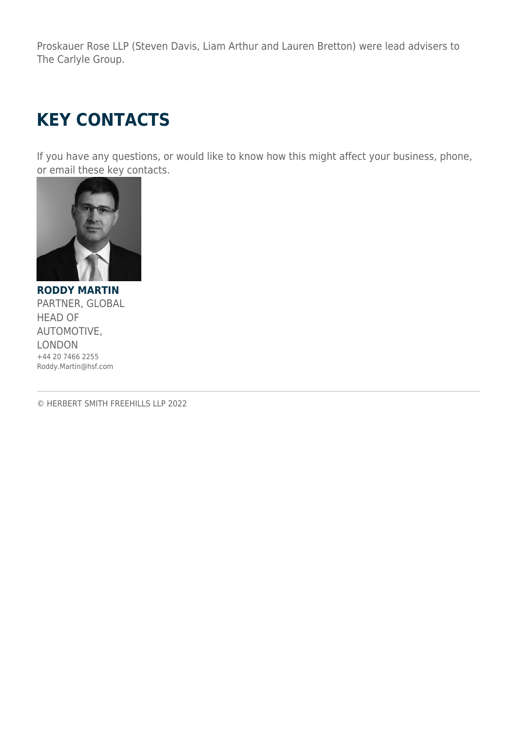Proskauer Rose LLP (Steven Davis, Liam Arthur and Lauren Bretton) were lead advisers to The Carlyle Group.

## KEY CONTACTS

If you have any questions, or would like to know how this might affect your business, phone, or email these key contacts.

**RODDY MARTIN**
PARTNER, GLOBAL HEAD OF AUTOMOTIVE, LONDON
+44 20 7466 2255
Roddy.Martin@hsf.com

© HERBERT SMITH FREEHILLS LLP 2022